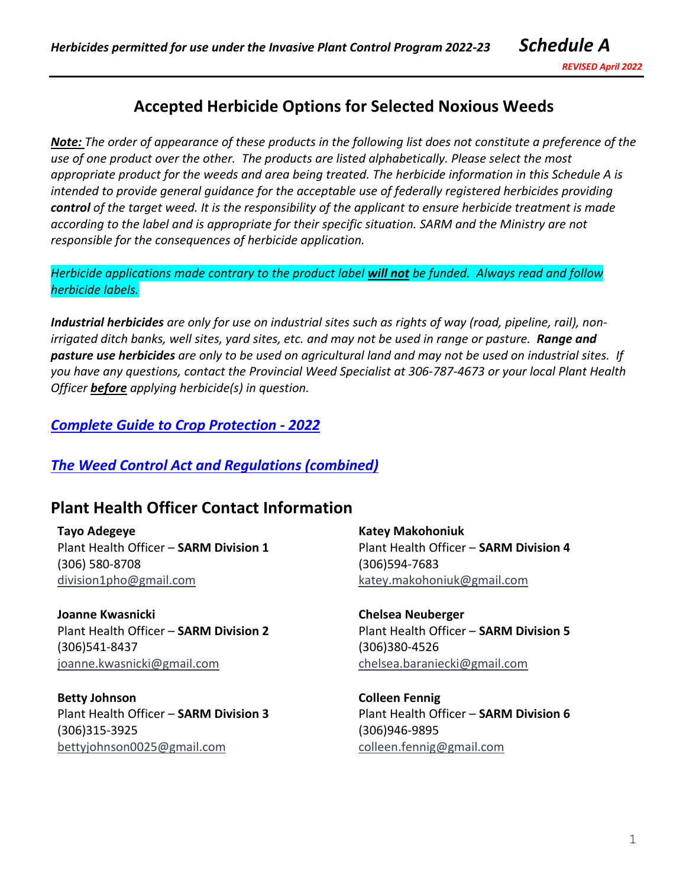*Herbicides permitted for use under the Invasive Plant Control Program 2022-23* ***Schedule A***

***REVISED April 2022***

## Accepted Herbicide Options for Selected Noxious Weeds

***Note:*** *The order of appearance of these products in the following list does not constitute a preference of the use of one product over the other. The products are listed alphabetically. Please select the most appropriate product for the weeds and area being treated. The herbicide information in this Schedule A is intended to provide general guidance for the acceptable use of federally registered herbicides providing* ***control*** *of the target weed. It is the responsibility of the applicant to ensure herbicide treatment is made according to the label and is appropriate for their specific situation. SARM and the Ministry are not responsible for the consequences of herbicide application.*

*Herbicide applications made contrary to the product label* ***will not*** *be funded. Always read and follow herbicide labels.*

***Industrial herbicides*** *are only for use on industrial sites such as rights of way (road, pipeline, rail), non-irrigated ditch banks, well sites, yard sites, etc. and may not be used in range or pasture.* ***Range and pasture use herbicides*** *are only to be used on agricultural land and may not be used on industrial sites. If you have any questions, contact the Provincial Weed Specialist at 306-787-4673 or your local Plant Health Officer* ***before*** *applying herbicide(s) in question.*

***Complete Guide to Crop Protection - 2022***

***The Weed Control Act and Regulations (combined)***

## Plant Health Officer Contact Information

**Tayo Adegeye**
Plant Health Officer – **SARM Division 1**
(306) 580-8708
division1pho@gmail.com

**Joanne Kwasnicki**
Plant Health Officer – **SARM Division 2**
(306)541-8437
joanne.kwasnicki@gmail.com

**Betty Johnson**
Plant Health Officer – **SARM Division 3**
(306)315-3925
bettyjohnson0025@gmail.com

**Katey Makohoniuk**
Plant Health Officer – **SARM Division 4**
(306)594-7683
katey.makohoniuk@gmail.com

**Chelsea Neuberger**
Plant Health Officer – **SARM Division 5**
(306)380-4526
chelsea.baraniecki@gmail.com

**Colleen Fennig**
Plant Health Officer – **SARM Division 6**
(306)946-9895
colleen.fennig@gmail.com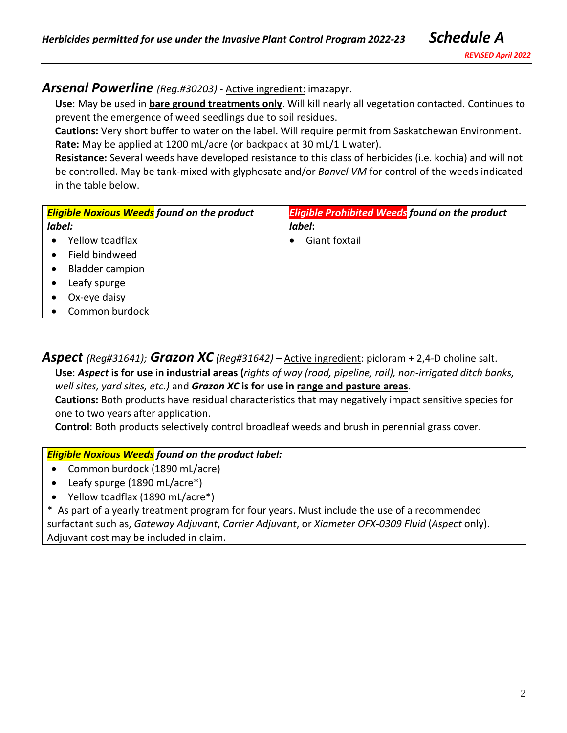## *Arsenal Powerline* *(Reg.#30203)* - Active ingredient: imazapyr.

**Use**: May be used in **bare ground treatments only**. Will kill nearly all vegetation contacted. Continues to prevent the emergence of weed seedlings due to soil residues.
**Cautions:** Very short buffer to water on the label. Will require permit from Saskatchewan Environment.
**Rate:** May be applied at 1200 mL/acre (or backpack at 30 mL/1 L water).
**Resistance:** Several weeds have developed resistance to this class of herbicides (i.e. kochia) and will not be controlled. May be tank-mixed with glyphosate and/or *Banvel VM* for control of the weeds indicated in the table below.

| ***Eligible Noxious Weeds*** ***found on the product label:*** | ***Eligible Prohibited Weeds*** ***found on the product label:*** |
|---|---|
| • Yellow toadflax<br>• Field bindweed<br>• Bladder campion<br>• Leafy spurge<br>• Ox-eye daisy<br>• Common burdock | • Giant foxtail |

## *Aspect* *(Reg#31641)*; *Grazon XC* *(Reg#31642)* – Active ingredient: picloram + 2,4-D choline salt.

**Use**: ***Aspect*** **is for use in industrial areas (***rights of way (road, pipeline, rail), non-irrigated ditch banks, well sites, yard sites, etc.)* and ***Grazon XC*** **is for use in range and pasture areas**.
**Cautions:** Both products have residual characteristics that may negatively impact sensitive species for one to two years after application.
**Control**: Both products selectively control broadleaf weeds and brush in perennial grass cover.

| ***Eligible Noxious Weeds*** ***found on the product label:*** |
|---|
| • Common burdock (1890 mL/acre)<br>• Leafy spurge (1890 mL/acre*)<br>• Yellow toadflax (1890 mL/acre*)<br>* As part of a yearly treatment program for four years. Must include the use of a recommended surfactant such as, *Gateway Adjuvant*, *Carrier Adjuvant*, or *Xiameter OFX-0309 Fluid* (*Aspect* only). Adjuvant cost may be included in claim. |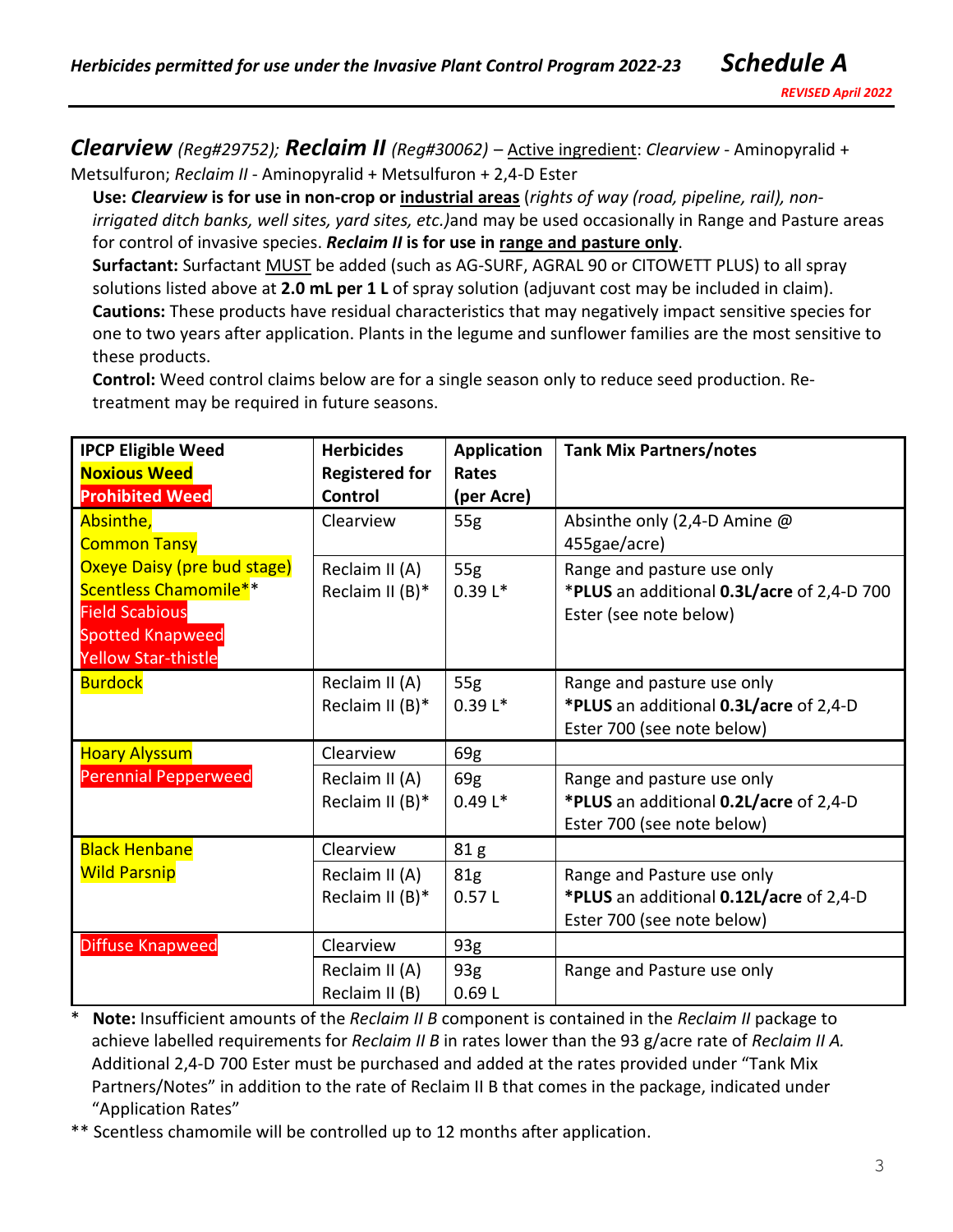*Herbicides permitted for use under the Invasive Plant Control Program 2022-23* ***Schedule A***

***REVISED April 2022***

***Clearview*** *(Reg#29752);* ***Reclaim II*** *(Reg#30062)* – Active ingredient: *Clearview* - Aminopyralid + Metsulfuron; *Reclaim II* - Aminopyralid + Metsulfuron + 2,4-D Ester

**Use:** ***Clearview*** **is for use in non-crop or industrial areas** (*rights of way (road, pipeline, rail), non-irrigated ditch banks, well sites, yard sites, etc.)*and may be used occasionally in Range and Pasture areas for control of invasive species. ***Reclaim II*** **is for use in range and pasture only**.

**Surfactant:** Surfactant MUST be added (such as AG-SURF, AGRAL 90 or CITOWETT PLUS) to all spray solutions listed above at **2.0 mL per 1 L** of spray solution (adjuvant cost may be included in claim).

**Cautions:** These products have residual characteristics that may negatively impact sensitive species for one to two years after application. Plants in the legume and sunflower families are the most sensitive to these products.

**Control:** Weed control claims below are for a single season only to reduce seed production. Re-treatment may be required in future seasons.

| IPCP Eligible Weed<br>Noxious Weed<br>Prohibited Weed | Herbicides Registered for Control | Application Rates (per Acre) | Tank Mix Partners/notes |
|---|---|---|---|
| Absinthe,<br>Common Tansy<br>Oxeye Daisy (pre bud stage)<br>Scentless Chamomile**<br>Field Scabious<br>Spotted Knapweed<br>Yellow Star-thistle | Clearview | 55g | Absinthe only (2,4-D Amine @ 455gae/acre) |
| | Reclaim II (A)<br>Reclaim II (B)* | 55g<br>0.39 L* | Range and pasture use only<br>***PLUS** an additional **0.3L/acre** of 2,4-D 700 Ester (see note below) |
| Burdock | Reclaim II (A)<br>Reclaim II (B)* | 55g<br>0.39 L* | Range and pasture use only<br>***PLUS** an additional **0.3L/acre** of 2,4-D Ester 700 (see note below) |
| Hoary Alyssum<br>Perennial Pepperweed | Clearview | 69g | |
| | Reclaim II (A)<br>Reclaim II (B)* | 69g<br>0.49 L* | Range and pasture use only<br>***PLUS** an additional **0.2L/acre** of 2,4-D Ester 700 (see note below) |
| Black Henbane<br>Wild Parsnip | Clearview | 81 g | |
| | Reclaim II (A)<br>Reclaim II (B)* | 81g<br>0.57 L | Range and Pasture use only<br>***PLUS** an additional **0.12L/acre** of 2,4-D Ester 700 (see note below) |
| Diffuse Knapweed | Clearview | 93g | |
| | Reclaim II (A)<br>Reclaim II (B) | 93g<br>0.69 L | Range and Pasture use only |

\* **Note:** Insufficient amounts of the *Reclaim II B* component is contained in the *Reclaim II* package to achieve labelled requirements for *Reclaim II B* in rates lower than the 93 g/acre rate of *Reclaim II A.* Additional 2,4-D 700 Ester must be purchased and added at the rates provided under "Tank Mix Partners/Notes" in addition to the rate of Reclaim II B that comes in the package, indicated under "Application Rates"

** Scentless chamomile will be controlled up to 12 months after application.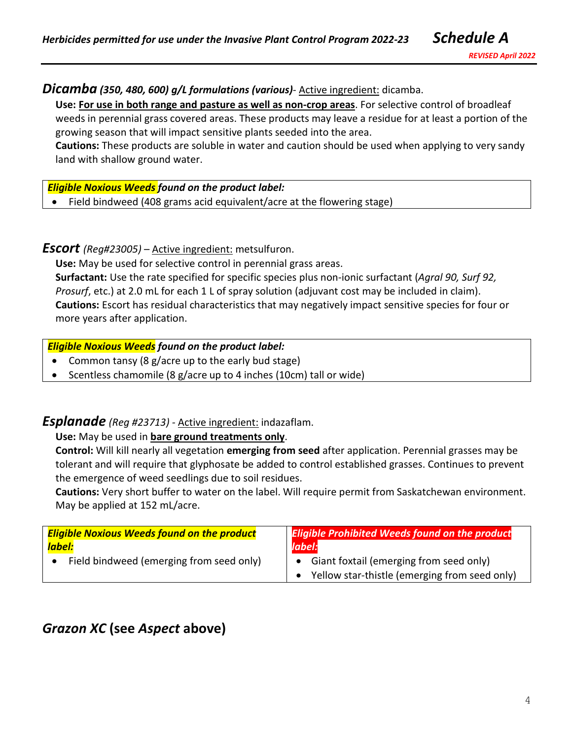## *Dicamba* *(350, 480, 600) g/L formulations (various)*- Active ingredient: dicamba.

**Use: For use in both range and pasture as well as non-crop areas**. For selective control of broadleaf weeds in perennial grass covered areas. These products may leave a residue for at least a portion of the growing season that will impact sensitive plants seeded into the area.

**Cautions:** These products are soluble in water and caution should be used when applying to very sandy land with shallow ground water.

| ***Eligible Noxious Weeds** found on the product label:* |
|---|
| • Field bindweed (408 grams acid equivalent/acre at the flowering stage) |

## *Escort* *(Reg#23005)* – Active ingredient: metsulfuron.

**Use:** May be used for selective control in perennial grass areas.

**Surfactant:** Use the rate specified for specific species plus non-ionic surfactant (*Agral 90, Surf 92, Prosurf*, etc.) at 2.0 mL for each 1 L of spray solution (adjuvant cost may be included in claim).

**Cautions:** Escort has residual characteristics that may negatively impact sensitive species for four or more years after application.

| ***Eligible Noxious Weeds** found on the product label:* |
|---|
| • Common tansy (8 g/acre up to the early bud stage)<br>• Scentless chamomile (8 g/acre up to 4 inches (10cm) tall or wide) |

## *Esplanade* *(Reg #23713)* - Active ingredient: indazaflam.

**Use:** May be used in **bare ground treatments only**.

**Control:** Will kill nearly all vegetation **emerging from seed** after application. Perennial grasses may be tolerant and will require that glyphosate be added to control established grasses. Continues to prevent the emergence of weed seedlings due to soil residues.

**Cautions:** Very short buffer to water on the label. Will require permit from Saskatchewan environment. May be applied at 152 mL/acre.

| ***Eligible Noxious Weeds found on the product label:*** | ***Eligible Prohibited Weeds found on the product label:*** |
|---|---|
| • Field bindweed (emerging from seed only) | • Giant foxtail (emerging from seed only)<br>• Yellow star-thistle (emerging from seed only) |

## *Grazon XC* (see *Aspect* above)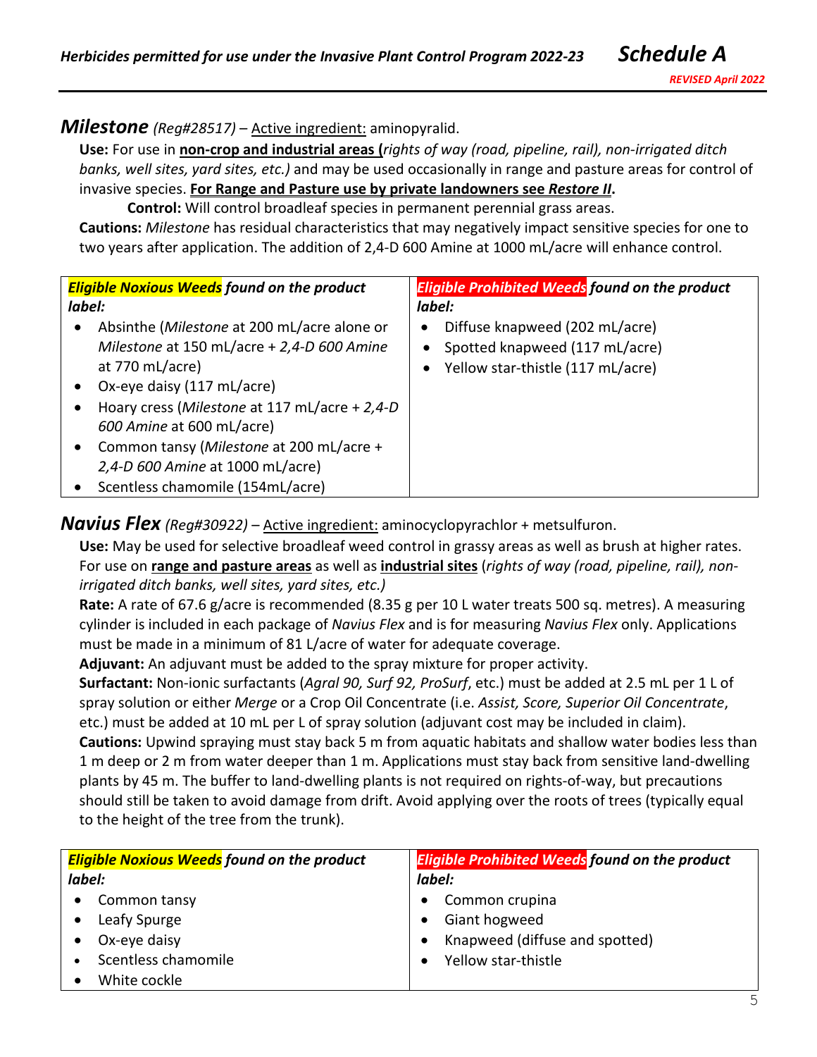## *Milestone* *(Reg#28517)* – Active ingredient: aminopyralid.

**Use:** For use in **non-crop and industrial areas (***rights of way (road, pipeline, rail), non-irrigated ditch banks, well sites, yard sites, etc.)* and may be used occasionally in range and pasture areas for control of invasive species. **For Range and Pasture use by private landowners see *Restore II*.**

**Control:** Will control broadleaf species in permanent perennial grass areas.

**Cautions:** *Milestone* has residual characteristics that may negatively impact sensitive species for one to two years after application. The addition of 2,4-D 600 Amine at 1000 mL/acre will enhance control.

| ***Eligible Noxious Weeds*** ***found on the product label:*** | ***Eligible Prohibited Weeds*** ***found on the product label:*** |
|---|---|
| • Absinthe (*Milestone* at 200 mL/acre alone or *Milestone* at 150 mL/acre + *2,4-D 600 Amine* at 770 mL/acre)<br>• Ox-eye daisy (117 mL/acre)<br>• Hoary cress (*Milestone* at 117 mL/acre + *2,4-D 600 Amine* at 600 mL/acre)<br>• Common tansy (*Milestone* at 200 mL/acre + *2,4-D 600 Amine* at 1000 mL/acre)<br>• Scentless chamomile (154mL/acre) | • Diffuse knapweed (202 mL/acre)<br>• Spotted knapweed (117 mL/acre)<br>• Yellow star-thistle (117 mL/acre) |

## *Navius Flex* *(Reg#30922)* – Active ingredient: aminocyclopyrachlor + metsulfuron.

**Use:** May be used for selective broadleaf weed control in grassy areas as well as brush at higher rates. For use on **range and pasture areas** as well as **industrial sites** (*rights of way (road, pipeline, rail), non-irrigated ditch banks, well sites, yard sites, etc.)*

**Rate:** A rate of 67.6 g/acre is recommended (8.35 g per 10 L water treats 500 sq. metres). A measuring cylinder is included in each package of *Navius Flex* and is for measuring *Navius Flex* only. Applications must be made in a minimum of 81 L/acre of water for adequate coverage.

**Adjuvant:** An adjuvant must be added to the spray mixture for proper activity.

**Surfactant:** Non-ionic surfactants (*Agral 90, Surf 92, ProSurf*, etc.) must be added at 2.5 mL per 1 L of spray solution or either *Merge* or a Crop Oil Concentrate (i.e. *Assist, Score, Superior Oil Concentrate*, etc.) must be added at 10 mL per L of spray solution (adjuvant cost may be included in claim).

**Cautions:** Upwind spraying must stay back 5 m from aquatic habitats and shallow water bodies less than 1 m deep or 2 m from water deeper than 1 m. Applications must stay back from sensitive land-dwelling plants by 45 m. The buffer to land-dwelling plants is not required on rights-of-way, but precautions should still be taken to avoid damage from drift. Avoid applying over the roots of trees (typically equal to the height of the tree from the trunk).

| ***Eligible Noxious Weeds*** ***found on the product label:*** | ***Eligible Prohibited Weeds*** ***found on the product label:*** |
|---|---|
| • Common tansy<br>• Leafy Spurge<br>• Ox-eye daisy<br>• Scentless chamomile<br>• White cockle | • Common crupina<br>• Giant hogweed<br>• Knapweed (diffuse and spotted)<br>• Yellow star-thistle |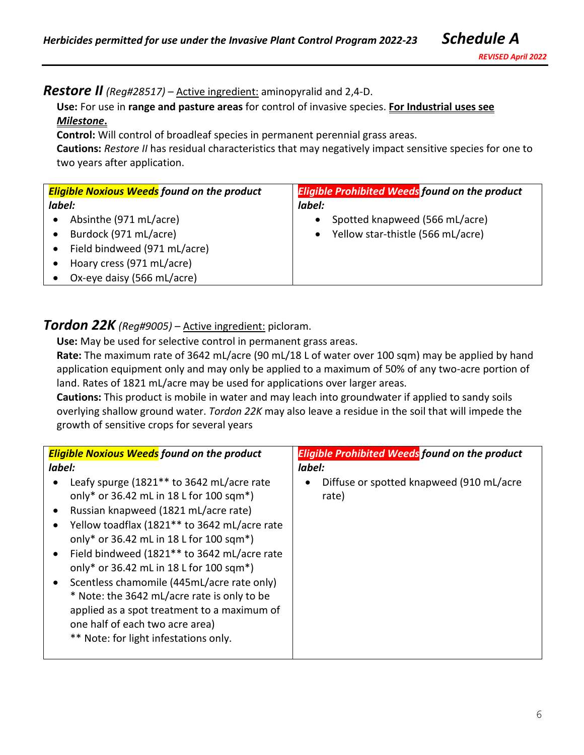## *Restore II* *(Reg#28517)* – Active ingredient: aminopyralid and 2,4-D.

**Use:** For use in **range and pasture areas** for control of invasive species. ***For Industrial uses see Milestone.***

**Control:** Will control of broadleaf species in permanent perennial grass areas.

**Cautions:** *Restore II* has residual characteristics that may negatively impact sensitive species for one to two years after application.

| ***Eligible Noxious Weeds** found on the product label:* | ***Eligible Prohibited Weeds** found on the product label:* |
|---|---|
| • Absinthe (971 mL/acre)<br>• Burdock (971 mL/acre)<br>• Field bindweed (971 mL/acre)<br>• Hoary cress (971 mL/acre)<br>• Ox-eye daisy (566 mL/acre) | • Spotted knapweed (566 mL/acre)<br>• Yellow star-thistle (566 mL/acre) |

## *Tordon 22K* *(Reg#9005)* – Active ingredient: picloram.

**Use:** May be used for selective control in permanent grass areas.

**Rate:** The maximum rate of 3642 mL/acre (90 mL/18 L of water over 100 sqm) may be applied by hand application equipment only and may only be applied to a maximum of 50% of any two-acre portion of land. Rates of 1821 mL/acre may be used for applications over larger areas.

**Cautions:** This product is mobile in water and may leach into groundwater if applied to sandy soils overlying shallow ground water. *Tordon 22K* may also leave a residue in the soil that will impede the growth of sensitive crops for several years

| ***Eligible Noxious Weeds** found on the product label:* | ***Eligible Prohibited Weeds** found on the product label:* |
|---|---|
| • Leafy spurge (1821** to 3642 mL/acre rate only* or 36.42 mL in 18 L for 100 sqm*)<br>• Russian knapweed (1821 mL/acre rate)<br>• Yellow toadflax (1821** to 3642 mL/acre rate only* or 36.42 mL in 18 L for 100 sqm*)<br>• Field bindweed (1821** to 3642 mL/acre rate only* or 36.42 mL in 18 L for 100 sqm*)<br>• Scentless chamomile (445mL/acre rate only)<br>* Note: the 3642 mL/acre rate is only to be applied as a spot treatment to a maximum of one half of each two acre area)<br>** Note: for light infestations only. | • Diffuse or spotted knapweed (910 mL/acre rate) |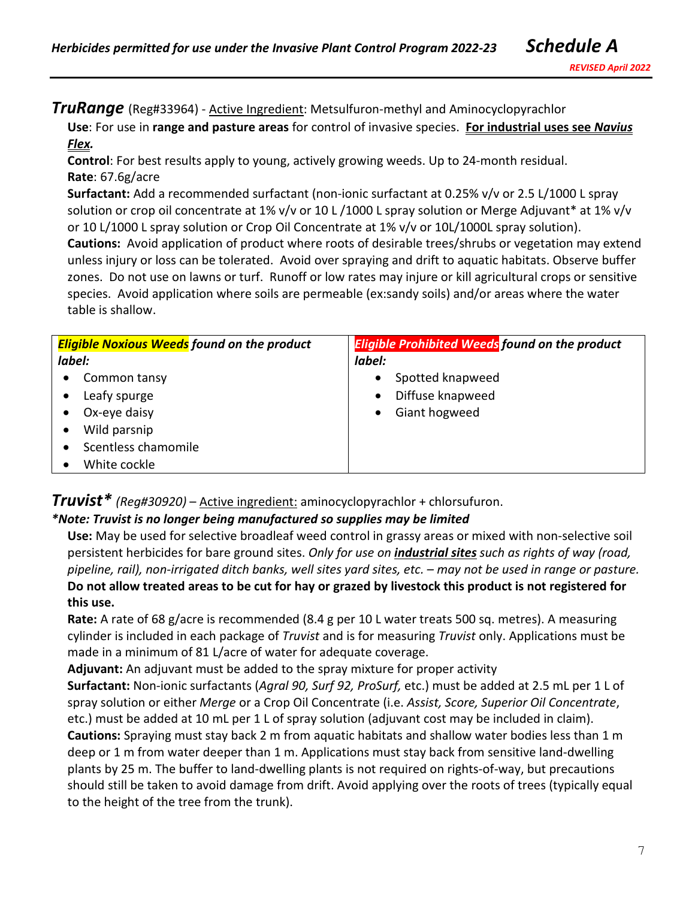## ***TruRange*** (Reg#33964) - Active Ingredient: Metsulfuron-methyl and Aminocyclopyrachlor

**Use**: For use in **range and pasture areas** for control of invasive species. **For industrial uses see *Navius Flex.***

**Control**: For best results apply to young, actively growing weeds. Up to 24-month residual.

**Rate**: 67.6g/acre

**Surfactant:** Add a recommended surfactant (non-ionic surfactant at 0.25% v/v or 2.5 L/1000 L spray solution or crop oil concentrate at 1% v/v or 10 L /1000 L spray solution or Merge Adjuvant* at 1% v/v or 10 L/1000 L spray solution or Crop Oil Concentrate at 1% v/v or 10L/1000L spray solution).

**Cautions:** Avoid application of product where roots of desirable trees/shrubs or vegetation may extend unless injury or loss can be tolerated. Avoid over spraying and drift to aquatic habitats. Observe buffer zones. Do not use on lawns or turf. Runoff or low rates may injure or kill agricultural crops or sensitive species. Avoid application where soils are permeable (ex:sandy soils) and/or areas where the water table is shallow.

| ***Eligible Noxious Weeds** found on the product label:* | ***Eligible Prohibited Weeds** found on the product label:* |
|---|---|
| • Common tansy<br>• Leafy spurge<br>• Ox-eye daisy<br>• Wild parsnip<br>• Scentless chamomile<br>• White cockle | • Spotted knapweed<br>• Diffuse knapweed<br>• Giant hogweed |

## ***Truvist**** *(Reg#30920)* – Active ingredient: aminocyclopyrachlor + chlorsufuron.

***\*Note: Truvist is no longer being manufactured so supplies may be limited***

**Use:** May be used for selective broadleaf weed control in grassy areas or mixed with non-selective soil persistent herbicides for bare ground sites. *Only for use on **industrial sites** such as rights of way (road, pipeline, rail), non-irrigated ditch banks, well sites yard sites, etc. – may not be used in range or pasture.* **Do not allow treated areas to be cut for hay or grazed by livestock this product is not registered for this use.**

**Rate:** A rate of 68 g/acre is recommended (8.4 g per 10 L water treats 500 sq. metres). A measuring cylinder is included in each package of *Truvist* and is for measuring *Truvist* only. Applications must be made in a minimum of 81 L/acre of water for adequate coverage.

**Adjuvant:** An adjuvant must be added to the spray mixture for proper activity

**Surfactant:** Non-ionic surfactants (*Agral 90, Surf 92, ProSurf,* etc.) must be added at 2.5 mL per 1 L of spray solution or either *Merge* or a Crop Oil Concentrate (i.e. *Assist, Score, Superior Oil Concentrate*, etc.) must be added at 10 mL per 1 L of spray solution (adjuvant cost may be included in claim).

**Cautions:** Spraying must stay back 2 m from aquatic habitats and shallow water bodies less than 1 m deep or 1 m from water deeper than 1 m. Applications must stay back from sensitive land-dwelling plants by 25 m. The buffer to land-dwelling plants is not required on rights-of-way, but precautions should still be taken to avoid damage from drift. Avoid applying over the roots of trees (typically equal to the height of the tree from the trunk).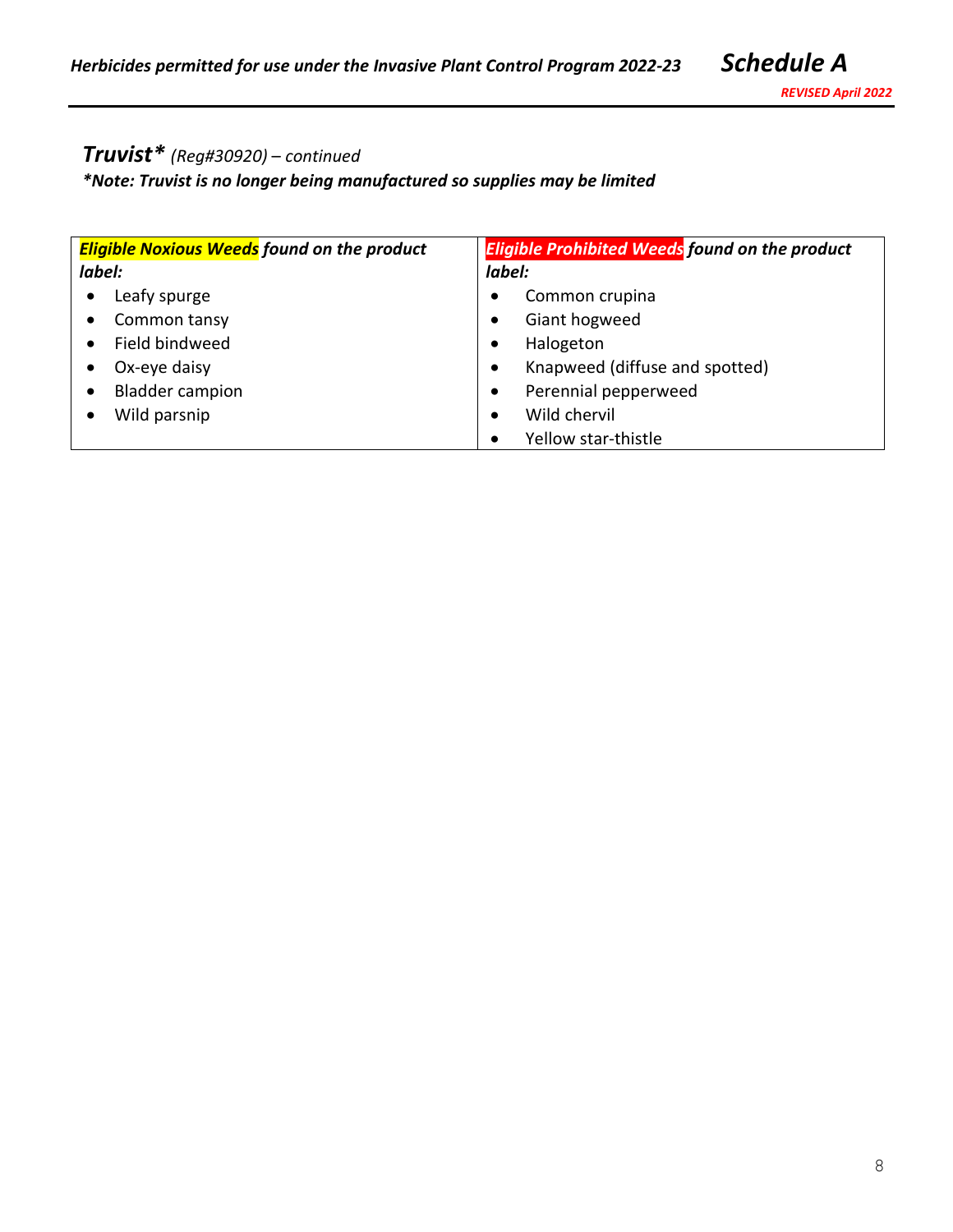## *Truvist** *(Reg#30920) – continued*

***Note: Truvist is no longer being manufactured so supplies may be limited***

| ***Eligible Noxious Weeds** found on the product label:* | ***Eligible Prohibited Weeds** found on the product label:* |
|---|---|
| • Leafy spurge<br>• Common tansy<br>• Field bindweed<br>• Ox-eye daisy<br>• Bladder campion<br>• Wild parsnip | • Common crupina<br>• Giant hogweed<br>• Halogeton<br>• Knapweed (diffuse and spotted)<br>• Perennial pepperweed<br>• Wild chervil<br>• Yellow star-thistle |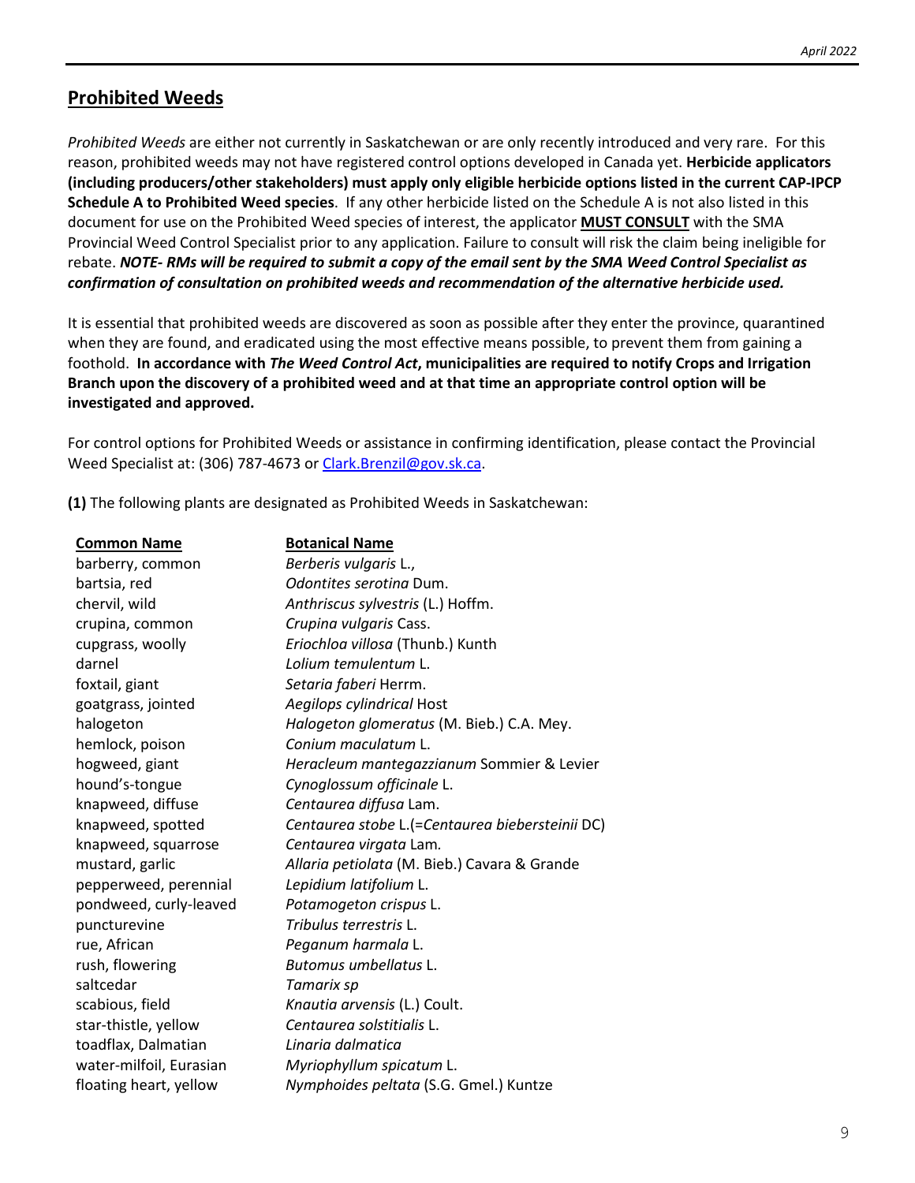## Prohibited Weeds

*Prohibited Weeds* are either not currently in Saskatchewan or are only recently introduced and very rare. For this reason, prohibited weeds may not have registered control options developed in Canada yet. **Herbicide applicators (including producers/other stakeholders) must apply only eligible herbicide options listed in the current CAP-IPCP Schedule A to Prohibited Weed species**. If any other herbicide listed on the Schedule A is not also listed in this document for use on the Prohibited Weed species of interest, the applicator **MUST CONSULT** with the SMA Provincial Weed Control Specialist prior to any application. Failure to consult will risk the claim being ineligible for rebate. ***NOTE- RMs will be required to submit a copy of the email sent by the SMA Weed Control Specialist as confirmation of consultation on prohibited weeds and recommendation of the alternative herbicide used.***

It is essential that prohibited weeds are discovered as soon as possible after they enter the province, quarantined when they are found, and eradicated using the most effective means possible, to prevent them from gaining a foothold. **In accordance with *The Weed Control Act*, municipalities are required to notify Crops and Irrigation Branch upon the discovery of a prohibited weed and at that time an appropriate control option will be investigated and approved.**

For control options for Prohibited Weeds or assistance in confirming identification, please contact the Provincial Weed Specialist at: (306) 787-4673 or Clark.Brenzil@gov.sk.ca.

**(1)** The following plants are designated as Prohibited Weeds in Saskatchewan:

| Common Name | Botanical Name |
|---|---|
| barberry, common | *Berberis vulgaris* L., |
| bartsia, red | *Odontites serotina* Dum. |
| chervil, wild | *Anthriscus sylvestris* (L.) Hoffm. |
| crupina, common | *Crupina vulgaris* Cass. |
| cupgrass, woolly | *Eriochloa villosa* (Thunb.) Kunth |
| darnel | *Lolium temulentum* L. |
| foxtail, giant | *Setaria faberi* Herrm. |
| goatgrass, jointed | *Aegilops cylindrical* Host |
| halogeton | *Halogeton glomeratus* (M. Bieb.) C.A. Mey. |
| hemlock, poison | *Conium maculatum* L. |
| hogweed, giant | *Heracleum mantegazzianum* Sommier & Levier |
| hound's-tongue | *Cynoglossum officinale* L. |
| knapweed, diffuse | *Centaurea diffusa* Lam. |
| knapweed, spotted | *Centaurea stobe* L.(=*Centaurea biebersteinii* DC) |
| knapweed, squarrose | *Centaurea virgata* Lam. |
| mustard, garlic | *Allaria petiolata* (M. Bieb.) Cavara & Grande |
| pepperweed, perennial | *Lepidium latifolium* L. |
| pondweed, curly-leaved | *Potamogeton crispus* L. |
| puncturevine | *Tribulus terrestris* L. |
| rue, African | *Peganum harmala* L. |
| rush, flowering | *Butomus umbellatus* L. |
| saltcedar | *Tamarix sp* |
| scabious, field | *Knautia arvensis* (L.) Coult. |
| star-thistle, yellow | *Centaurea solstitialis* L. |
| toadflax, Dalmatian | *Linaria dalmatica* |
| water-milfoil, Eurasian | *Myriophyllum spicatum* L. |
| floating heart, yellow | *Nymphoides peltata* (S.G. Gmel.) Kuntze |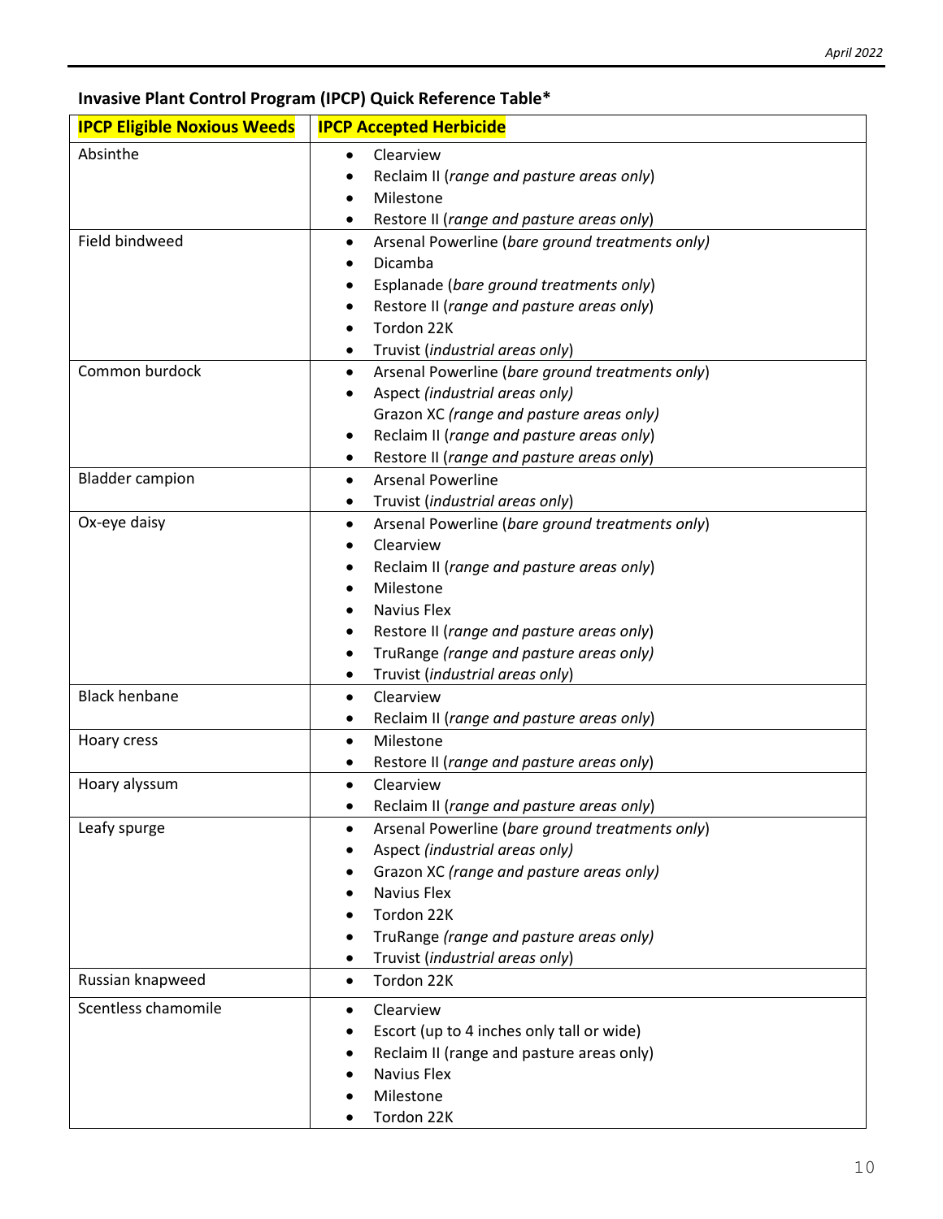**Invasive Plant Control Program (IPCP) Quick Reference Table***

| IPCP Eligible Noxious Weeds | IPCP Accepted Herbicide |
| --- | --- |
| Absinthe | • Clearview<br>• Reclaim II (*range and pasture areas only*)<br>• Milestone<br>• Restore II (*range and pasture areas only*) |
| Field bindweed | • Arsenal Powerline (*bare ground treatments only)*<br>• Dicamba<br>• Esplanade (*bare ground treatments only*)<br>• Restore II (*range and pasture areas only*)<br>• Tordon 22K<br>• Truvist (*industrial areas only*) |
| Common burdock | • Arsenal Powerline (*bare ground treatments only*)<br>• Aspect *(industrial areas only)*<br>Grazon XC *(range and pasture areas only)*<br>• Reclaim II (*range and pasture areas only*)<br>• Restore II (*range and pasture areas only*) |
| Bladder campion | • Arsenal Powerline<br>• Truvist (*industrial areas only*) |
| Ox-eye daisy | • Arsenal Powerline (*bare ground treatments only*)<br>• Clearview<br>• Reclaim II (*range and pasture areas only*)<br>• Milestone<br>• Navius Flex<br>• Restore II (*range and pasture areas only*)<br>• TruRange *(range and pasture areas only)*<br>• Truvist (*industrial areas only*) |
| Black henbane | • Clearview<br>• Reclaim II (*range and pasture areas only*) |
| Hoary cress | • Milestone<br>• Restore II (*range and pasture areas only*) |
| Hoary alyssum | • Clearview<br>• Reclaim II (*range and pasture areas only*) |
| Leafy spurge | • Arsenal Powerline (*bare ground treatments only*)<br>• Aspect *(industrial areas only)*<br>• Grazon XC *(range and pasture areas only)*<br>• Navius Flex<br>• Tordon 22K<br>• TruRange *(range and pasture areas only)*<br>• Truvist (*industrial areas only*) |
| Russian knapweed | • Tordon 22K |
| Scentless chamomile | • Clearview<br>• Escort (up to 4 inches only tall or wide)<br>• Reclaim II (range and pasture areas only)<br>• Navius Flex<br>• Milestone<br>• Tordon 22K |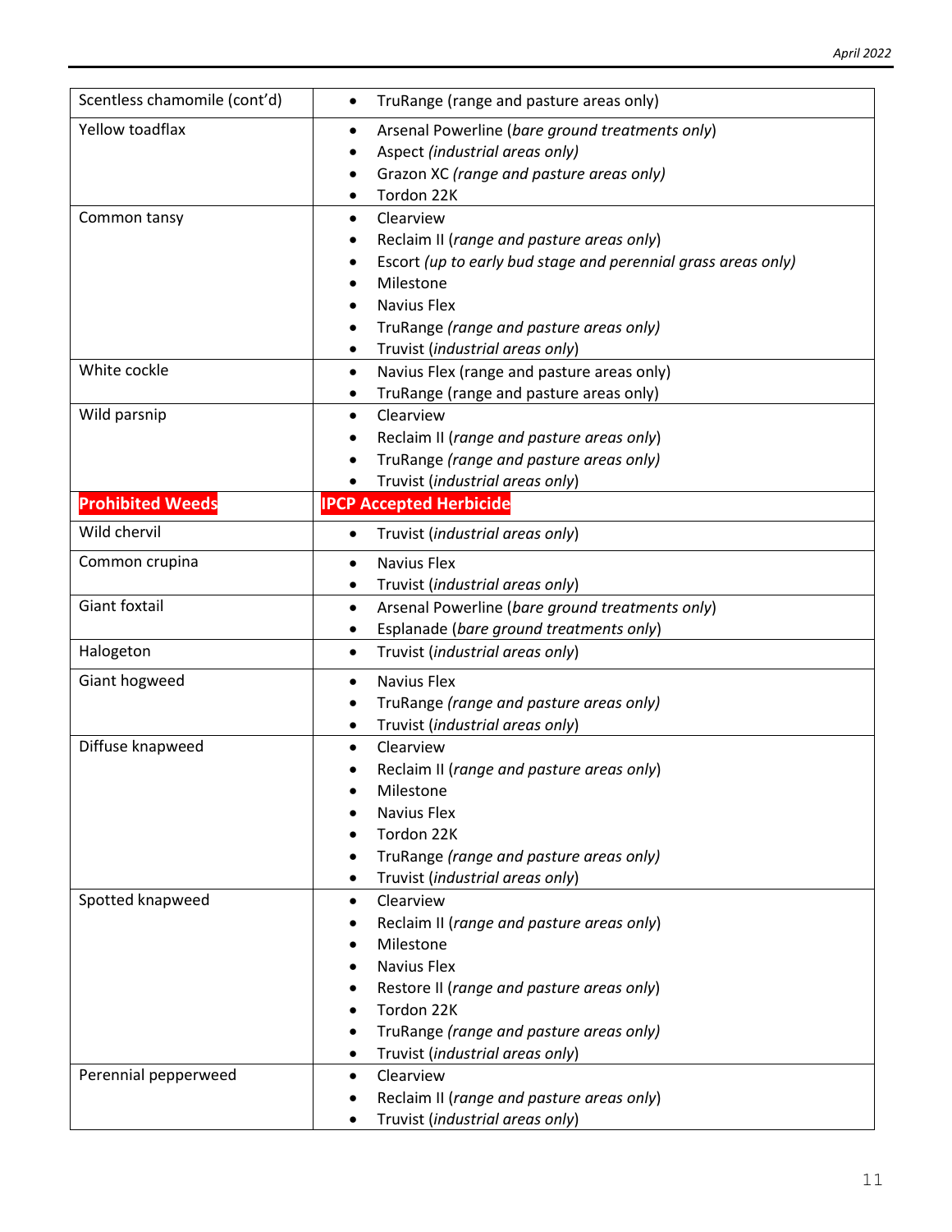| | |
|---|---|
| Scentless chamomile (cont'd) | • TruRange (range and pasture areas only) |
| Yellow toadflax | • Arsenal Powerline (*bare ground treatments only*)<br>• Aspect *(industrial areas only)*<br>• Grazon XC *(range and pasture areas only)*<br>• Tordon 22K |
| Common tansy | • Clearview<br>• Reclaim II (*range and pasture areas only*)<br>• Escort *(up to early bud stage and perennial grass areas only)*<br>• Milestone<br>• Navius Flex<br>• TruRange *(range and pasture areas only)*<br>• Truvist (*industrial areas only*) |
| White cockle | • Navius Flex (range and pasture areas only)<br>• TruRange (range and pasture areas only) |
| Wild parsnip | • Clearview<br>• Reclaim II (*range and pasture areas only*)<br>• TruRange *(range and pasture areas only)*<br>• Truvist (*industrial areas only*) |
| **Prohibited Weeds** | **IPCP Accepted Herbicide** |
| Wild chervil | • Truvist (*industrial areas only*) |
| Common crupina | • Navius Flex<br>• Truvist (*industrial areas only*) |
| Giant foxtail | • Arsenal Powerline (*bare ground treatments only*)<br>• Esplanade (*bare ground treatments only*) |
| Halogeton | • Truvist (*industrial areas only*) |
| Giant hogweed | • Navius Flex<br>• TruRange *(range and pasture areas only)*<br>• Truvist (*industrial areas only*) |
| Diffuse knapweed | • Clearview<br>• Reclaim II (*range and pasture areas only*)<br>• Milestone<br>• Navius Flex<br>• Tordon 22K<br>• TruRange *(range and pasture areas only)*<br>• Truvist (*industrial areas only*) |
| Spotted knapweed | • Clearview<br>• Reclaim II (*range and pasture areas only*)<br>• Milestone<br>• Navius Flex<br>• Restore II (*range and pasture areas only*)<br>• Tordon 22K<br>• TruRange *(range and pasture areas only)*<br>• Truvist (*industrial areas only*) |
| Perennial pepperweed | • Clearview<br>• Reclaim II (*range and pasture areas only*)<br>• Truvist (*industrial areas only*) |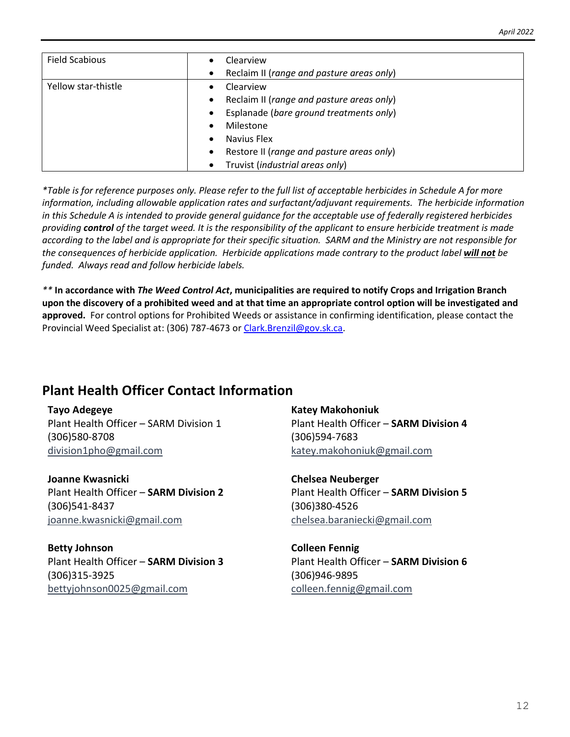| | |
|---|---|
| Field Scabious | • Clearview<br>• Reclaim II (*range and pasture areas only*) |
| Yellow star-thistle | • Clearview<br>• Reclaim II (*range and pasture areas only*)<br>• Esplanade (*bare ground treatments only*)<br>• Milestone<br>• Navius Flex<br>• Restore II (*range and pasture areas only*)<br>• Truvist (*industrial areas only*) |

*\*Table is for reference purposes only. Please refer to the full list of acceptable herbicides in Schedule A for more information, including allowable application rates and surfactant/adjuvant requirements. The herbicide information in this Schedule A is intended to provide general guidance for the acceptable use of federally registered herbicides providing **control** of the target weed. It is the responsibility of the applicant to ensure herbicide treatment is made according to the label and is appropriate for their specific situation. SARM and the Ministry are not responsible for the consequences of herbicide application. Herbicide applications made contrary to the product label **will not** be funded. Always read and follow herbicide labels.*

*\*\** **In accordance with *The Weed Control Act*, municipalities are required to notify Crops and Irrigation Branch upon the discovery of a prohibited weed and at that time an appropriate control option will be investigated and approved.** For control options for Prohibited Weeds or assistance in confirming identification, please contact the Provincial Weed Specialist at: (306) 787-4673 or Clark.Brenzil@gov.sk.ca.

## Plant Health Officer Contact Information

**Tayo Adegeye**
Plant Health Officer – SARM Division 1
(306)580-8708
division1pho@gmail.com

**Joanne Kwasnicki**
Plant Health Officer – **SARM Division 2**
(306)541-8437
joanne.kwasnicki@gmail.com

**Betty Johnson**
Plant Health Officer – **SARM Division 3**
(306)315-3925
bettyjohnson0025@gmail.com

**Katey Makohoniuk**
Plant Health Officer – **SARM Division 4**
(306)594-7683
katey.makohoniuk@gmail.com

**Chelsea Neuberger**
Plant Health Officer – **SARM Division 5**
(306)380-4526
chelsea.baraniecki@gmail.com

**Colleen Fennig**
Plant Health Officer – **SARM Division 6**
(306)946-9895
colleen.fennig@gmail.com